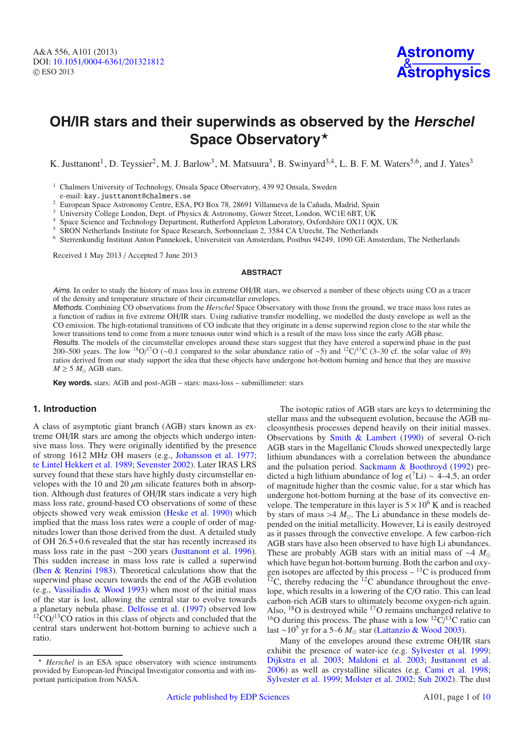# OH/IR stars and their superwinds as observed by the *Herschel* Space Observatory*

K. Justtanont[1], D. Teyssier[2], M. J. Barlow[3], M. Matsuura[3], B. Swinyard[3,4], L. B. F. M. Waters[5,6], and J. Yates[3]

[1] Chalmers University of Technology, Onsala Space Observatory, 439 92 Onsala, Sweden
e-mail: kay.justtanont@chalmers.se
[2] European Space Astronomy Centre, ESA, PO Box 78, 28691 Villanueva de la Cañada, Madrid, Spain
[3] University College London, Dept. of Physics & Astronomy, Gower Street, London, WC1E 6BT, UK
[4] Space Science and Technology Department, Rutherford Appleton Laboratory, Oxfordshire OX11 0QX, UK
[5] SRON Netherlands Institute for Space Research, Sorbonnelaan 2, 3584 CA Utrecht, The Netherlands
[6] Sterrenkundig Instituut Anton Pannekoek, Universiteit van Amsterdam, Postbus 94249, 1090 GE Amsterdam, The Netherlands

Received 1 May 2013 / Accepted 7 June 2013

## ABSTRACT

*Aims.* In order to study the history of mass loss in extreme OH/IR stars, we observed a number of these objects using CO as a tracer of the density and temperature structure of their circumstellar envelopes.

*Methods.* Combining CO observations from the *Herschel* Space Observatory with those from the ground, we trace mass loss rates as a function of radius in five extreme OH/IR stars. Using radiative transfer modelling, we modelled the dusty envelope as well as the CO emission. The high-rotational transitions of CO indicate that they originate in a dense superwind region close to the star while the lower transitions tend to come from a more tenuous outer wind which is a result of the mass loss since the early AGB phase.

*Results.* The models of the circumstellar envelopes around these stars suggest that they have entered a superwind phase in the past 200–500 years. The low $^{18}O/^{17}O$ (~0.1 compared to the solar abundance ratio of ~5) and $^{12}C/^{13}C$ (3–30 cf. the solar value of 89) ratios derived from our study support the idea that these objects have undergone hot-bottom burning and hence that they are massive $M \geq 5\ M_{\odot}$ AGB stars.

**Key words.** stars: AGB and post-AGB – stars: mass-loss – submillimeter: stars

## 1. Introduction

A class of asymptotic giant branch (AGB) stars known as extreme OH/IR stars are among the objects which undergo intensive mass loss. They were originally identified by the presence of strong 1612 MHz OH masers (e.g., Johansson et al. 1977; te Lintel Hekkert et al. 1989; Sevenster 2002). Later IRAS LRS survey found that these stars have highly dusty circumstellar envelopes with the 10 and 20 $\mu$m silicate features both in absorption. Although dust features of OH/IR stars indicate a very high mass loss rate, ground-based CO observations of some of these objects showed very weak emission (Heske et al. 1990) which implied that the mass loss rates were a couple of order of magnitudes lower than those derived from the dust. A detailed study of OH 26.5+0.6 revealed that the star has recently increased its mass loss rate in the past ~200 years (Justtanont et al. 1996). This sudden increase in mass loss rate is called a superwind (Iben & Renzini 1983). Theoretical calculations show that the superwind phase occurs towards the end of the AGB evolution (e.g., Vassiliadis & Wood 1993) when most of the initial mass of the star is lost, allowing the central star to evolve towards a planetary nebula phase. Delfosse et al. (1997) observed low $^{12}CO/^{13}CO$ ratios in this class of objects and concluded that the central stars underwent hot-bottom burning to achieve such a ratio.

The isotopic ratios of AGB stars are keys to determining the stellar mass and the subsequent evolution, because the AGB nucleosynthesis processes depend heavily on their initial masses. Observations by Smith & Lambert (1990) of several O-rich AGB stars in the Magellanic Clouds showed unexpectedly large lithium abundances with a correlation between the abundance and the pulsation period. Sackmann & Boothroyd (1992) predicted a high lithium abundance of log $\epsilon(^7Li) \sim$ 4–4.5, an order of magnitude higher than the cosmic value, for a star which has undergone hot-bottom burning at the base of its convective envelope. The temperature in this layer is $5 \times 10^6$ K and is reached by stars of mass $>4\ M_{\odot}$. The Li abundance in these models depended on the initial metallicity. However, Li is easily destroyed as it passes through the convective envelope. A few carbon-rich AGB stars have also been observed to have high Li abundances. These are probably AGB stars with an initial mass of ~4 $M_{\odot}$ which have begun hot-bottom burning. Both the carbon and oxygen isotopes are affected by this process – $^{13}C$ is produced from $^{12}C$, thereby reducing the $^{12}C$ abundance throughout the envelope, which results in a lowering of the C/O ratio. This can lead carbon-rich AGB stars to ultimately become oxygen-rich again. Also, $^{18}O$ is destroyed while $^{17}O$ remains unchanged relative to $^{16}O$ during this process. The phase with a low $^{12}C/^{13}C$ ratio can last ~$10^5$ yr for a 5–6 $M_{\odot}$ star (Lattanzio & Wood 2003).

Many of the envelopes around these extreme OH/IR stars exhibit the presence of water-ice (e.g. Sylvester et al. 1999; Dijkstra et al. 2003; Maldoni et al. 2003; Justtanont et al. 2006) as well as crystalline silicates (e.g. Cami et al. 1998; Sylvester et al. 1999; Molster et al. 2002; Suh 2002). The dust

\* *Herschel* is an ESA space observatory with science instruments provided by European-led Principal Investigator consortia and with important participation from NASA.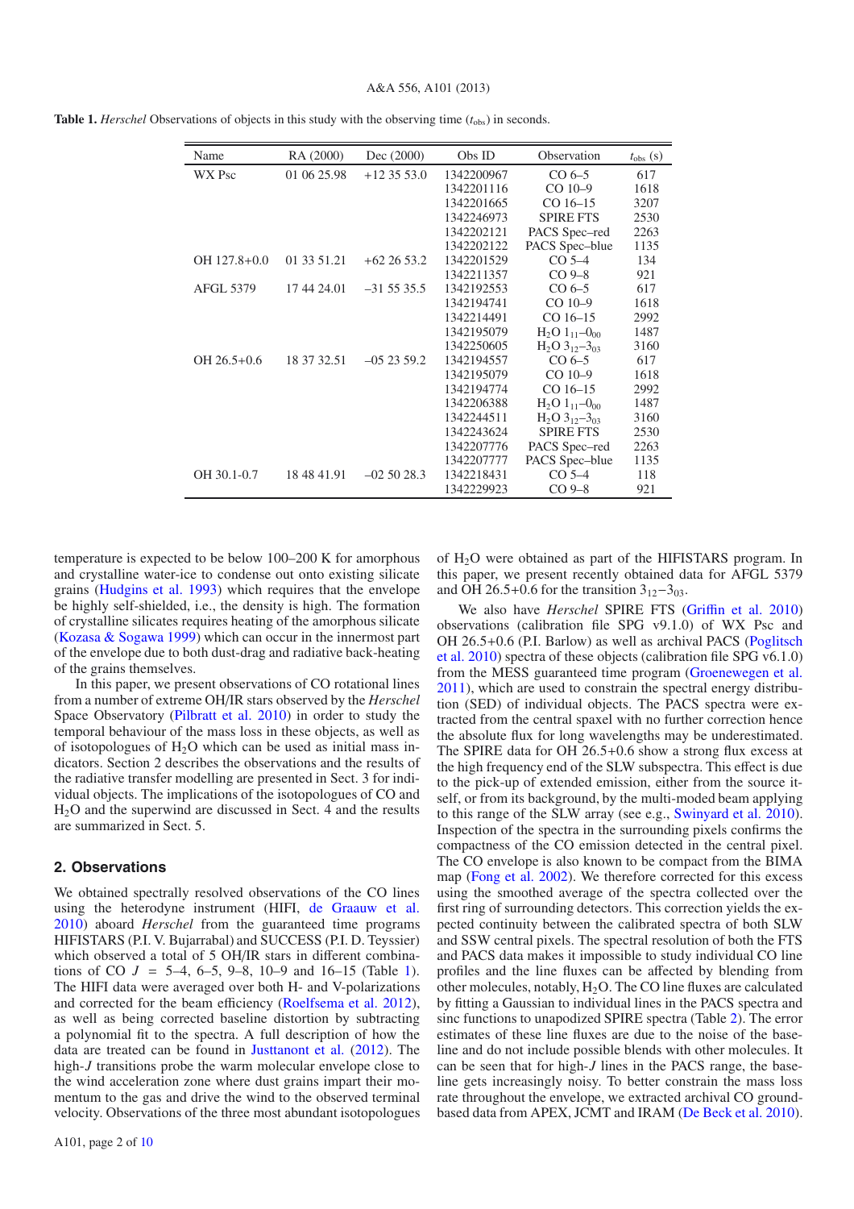**Table 1.** *Herschel* Observations of objects in this study with the observing time ($t_{obs}$) in seconds.

| Name | RA (2000) | Dec (2000) | Obs ID | Observation | $t_{obs}$ (s) |
|---|---|---|---|---|---|
| WX Psc | 01 06 25.98 | +12 35 53.0 | 1342200967 | CO 6–5 | 617 |
| | | | 1342201116 | CO 10–9 | 1618 |
| | | | 1342201665 | CO 16–15 | 3207 |
| | | | 1342246973 | SPIRE FTS | 2530 |
| | | | 1342202121 | PACS Spec–red | 2263 |
| | | | 1342202122 | PACS Spec–blue | 1135 |
| OH 127.8+0.0 | 01 33 51.21 | +62 26 53.2 | 1342201529 | CO 5–4 | 134 |
| | | | 1342211357 | CO 9–8 | 921 |
| AFGL 5379 | 17 44 24.01 | –31 55 35.5 | 1342192553 | CO 6–5 | 617 |
| | | | 1342194741 | CO 10–9 | 1618 |
| | | | 1342214491 | CO 16–15 | 2992 |
| | | | 1342195079 | $H_2O$ $1_{11}$–$0_{00}$ | 1487 |
| | | | 1342250605 | $H_2O$ $3_{12}$–$3_{03}$ | 3160 |
| OH 26.5+0.6 | 18 37 32.51 | –05 23 59.2 | 1342194557 | CO 6–5 | 617 |
| | | | 1342195079 | CO 10–9 | 1618 |
| | | | 1342194774 | CO 16–15 | 2992 |
| | | | 1342206388 | $H_2O$ $1_{11}$–$0_{00}$ | 1487 |
| | | | 1342244511 | $H_2O$ $3_{12}$–$3_{03}$ | 3160 |
| | | | 1342243624 | SPIRE FTS | 2530 |
| | | | 1342207776 | PACS Spec–red | 2263 |
| | | | 1342207777 | PACS Spec–blue | 1135 |
| OH 30.1-0.7 | 18 48 41.91 | –02 50 28.3 | 1342218431 | CO 5–4 | 118 |
| | | | 1342229923 | CO 9–8 | 921 |

temperature is expected to be below 100–200 K for amorphous and crystalline water-ice to condense out onto existing silicate grains (Hudgins et al. 1993) which requires that the envelope be highly self-shielded, i.e., the density is high. The formation of crystalline silicates requires heating of the amorphous silicate (Kozasa & Sogawa 1999) which can occur in the innermost part of the envelope due to both dust-drag and radiative back-heating of the grains themselves.

In this paper, we present observations of CO rotational lines from a number of extreme OH/IR stars observed by the *Herschel* Space Observatory (Pilbratt et al. 2010) in order to study the temporal behaviour of the mass loss in these objects, as well as of isotopologues of $H_2O$ which can be used as initial mass indicators. Section 2 describes the observations and the results of the radiative transfer modelling are presented in Sect. 3 for individual objects. The implications of the isotopologues of CO and $H_2O$ and the superwind are discussed in Sect. 4 and the results are summarized in Sect. 5.

## 2. Observations

We obtained spectrally resolved observations of the CO lines using the heterodyne instrument (HIFI, de Graauw et al. 2010) aboard *Herschel* from the guaranteed time programs HIFISTARS (P.I. V. Bujarrabal) and SUCCESS (P.I. D. Teyssier) which observed a total of 5 OH/IR stars in different combinations of CO $J$ = 5–4, 6–5, 9–8, 10–9 and 16–15 (Table 1). The HIFI data were averaged over both H- and V-polarizations and corrected for the beam efficiency (Roelfsema et al. 2012), as well as being corrected baseline distortion by subtracting a polynomial fit to the spectra. A full description of how the data are treated can be found in Justtanont et al. (2012). The high-$J$ transitions probe the warm molecular envelope close to the wind acceleration zone where dust grains impart their momentum to the gas and drive the wind to the observed terminal velocity. Observations of the three most abundant isotopologues of $H_2O$ were obtained as part of the HIFISTARS program. In this paper, we present recently obtained data for AFGL 5379 and OH 26.5+0.6 for the transition $3_{12}$−$3_{03}$.

We also have *Herschel* SPIRE FTS (Griffin et al. 2010) observations (calibration file SPG v9.1.0) of WX Psc and OH 26.5+0.6 (P.I. Barlow) as well as archival PACS (Poglitsch et al. 2010) spectra of these objects (calibration file SPG v6.1.0) from the MESS guaranteed time program (Groenewegen et al. 2011), which are used to constrain the spectral energy distribution (SED) of individual objects. The PACS spectra were extracted from the central spaxel with no further correction hence the absolute flux for long wavelengths may be underestimated. The SPIRE data for OH 26.5+0.6 show a strong flux excess at the high frequency end of the SLW subspectra. This effect is due to the pick-up of extended emission, either from the source itself, or from its background, by the multi-moded beam applying to this range of the SLW array (see e.g., Swinyard et al. 2010). Inspection of the spectra in the surrounding pixels confirms the compactness of the CO emission detected in the central pixel. The CO envelope is also known to be compact from the BIMA map (Fong et al. 2002). We therefore corrected for this excess using the smoothed average of the spectra collected over the first ring of surrounding detectors. This correction yields the expected continuity between the calibrated spectra of both SLW and SSW central pixels. The spectral resolution of both the FTS and PACS data makes it impossible to study individual CO line profiles and the line fluxes can be affected by blending from other molecules, notably, $H_2O$. The CO line fluxes are calculated by fitting a Gaussian to individual lines in the PACS spectra and sinc functions to unapodized SPIRE spectra (Table 2). The error estimates of these line fluxes are due to the noise of the baseline and do not include possible blends with other molecules. It can be seen that for high-$J$ lines in the PACS range, the baseline gets increasingly noisy. To better constrain the mass loss rate throughout the envelope, we extracted archival CO ground-based data from APEX, JCMT and IRAM (De Beck et al. 2010).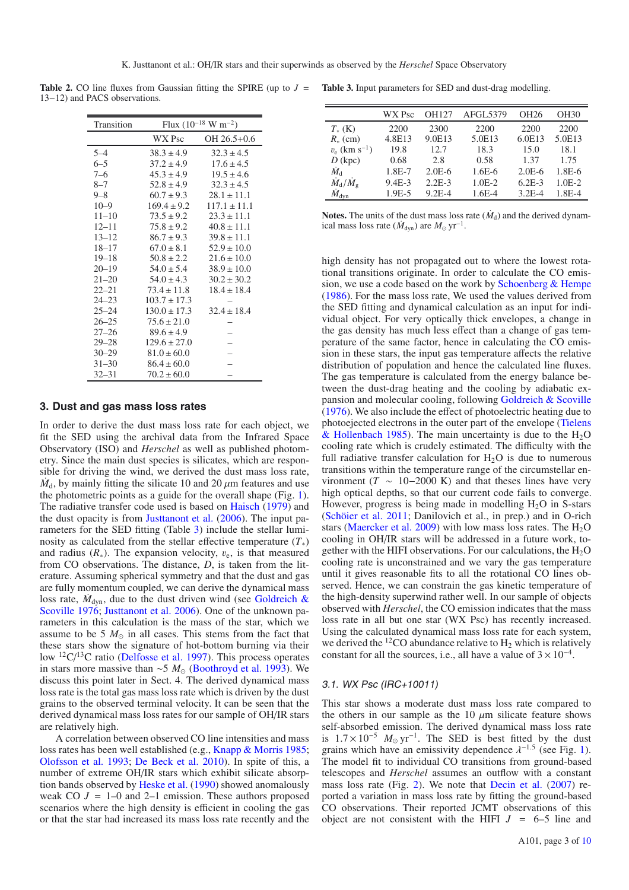**Table 2.** CO line fluxes from Gaussian fitting the SPIRE (up to $J$ = 13−12) and PACS observations.

| Transition | Flux ($10^{-18}$ W m$^{-2}$) | |
|---|---|---|
| | WX Psc | OH 26.5+0.6 |
| 5–4 | $38.3 \pm 4.9$ | $32.3 \pm 4.5$ |
| 6–5 | $37.2 \pm 4.9$ | $17.6 \pm 4.5$ |
| 7–6 | $45.3 \pm 4.9$ | $19.5 \pm 4.6$ |
| 8–7 | $52.8 \pm 4.9$ | $32.3 \pm 4.5$ |
| 9–8 | $60.7 \pm 9.3$ | $28.1 \pm 11.1$ |
| 10–9 | $169.4 \pm 9.2$ | $117.1 \pm 11.1$ |
| 11–10 | $73.5 \pm 9.2$ | $23.3 \pm 11.1$ |
| 12–11 | $75.8 \pm 9.2$ | $40.8 \pm 11.1$ |
| 13–12 | $86.7 \pm 9.3$ | $39.8 \pm 11.1$ |
| 18–17 | $67.0 \pm 8.1$ | $52.9 \pm 10.0$ |
| 19–18 | $50.8 \pm 2.2$ | $21.6 \pm 10.0$ |
| 20–19 | $54.0 \pm 5.4$ | $38.9 \pm 10.0$ |
| 21–20 | $54.0 \pm 4.3$ | $30.2 \pm 30.2$ |
| 22–21 | $73.4 \pm 11.8$ | $18.4 \pm 18.4$ |
| 24–23 | $103.7 \pm 17.3$ | – |
| 25–24 | $130.0 \pm 17.3$ | $32.4 \pm 18.4$ |
| 26–25 | $75.6 \pm 21.0$ | – |
| 27–26 | $89.6 \pm 4.9$ | – |
| 29–28 | $129.6 \pm 27.0$ | – |
| 30–29 | $81.0 \pm 60.0$ | – |
| 31–30 | $86.4 \pm 60.0$ | – |
| 32–31 | $70.2 \pm 60.0$ | – |

## 3. Dust and gas mass loss rates

In order to derive the dust mass loss rate for each object, we fit the SED using the archival data from the Infrared Space Observatory (ISO) and *Herschel* as well as published photometry. Since the main dust species is silicates, which are responsible for driving the wind, we derived the dust mass loss rate, $\dot{M}_{\rm d}$, by mainly fitting the silicate 10 and 20 $\mu$m features and use the photometric points as a guide for the overall shape (Fig. 1). The radiative transfer code used is based on Haisch (1979) and the dust opacity is from Justtanont et al. (2006). The input parameters for the SED fitting (Table 3) include the stellar luminosity as calculated from the stellar effective temperature ($T_*$) and radius ($R_*$). The expansion velocity, $v_{\rm e}$, is that measured from CO observations. The distance, $D$, is taken from the literature. Assuming spherical symmetry and that the dust and gas are fully momentum coupled, we can derive the dynamical mass loss rate, $\dot{M}_{\rm dyn}$, due to the dust driven wind (see Goldreich & Scoville 1976; Justtanont et al. 2006). One of the unknown parameters in this calculation is the mass of the star, which we assume to be 5 $M_\odot$ in all cases. This stems from the fact that these stars show the signature of hot-bottom burning via their low $^{12}$C/$^{13}$C ratio (Delfosse et al. 1997). This process operates in stars more massive than ~5 $M_\odot$ (Boothroyd et al. 1993). We discuss this point later in Sect. 4. The derived dynamical mass loss rate is the total gas mass loss rate which is driven by the dust grains to the observed terminal velocity. It can be seen that the derived dynamical mass loss rates for our sample of OH/IR stars are relatively high.

A correlation between observed CO line intensities and mass loss rates has been well established (e.g., Knapp & Morris 1985; Olofsson et al. 1993; De Beck et al. 2010). In spite of this, a number of extreme OH/IR stars which exhibit silicate absorption bands observed by Heske et al. (1990) showed anomalously weak CO $J$ = 1–0 and 2–1 emission. These authors proposed scenarios where the high density is efficient in cooling the gas or that the star had increased its mass loss rate recently and the high density has not propagated out to where the lowest rotational transitions originate. In order to calculate the CO emission, we use a code based on the work by Schoenberg & Hempe (1986). For the mass loss rate, We used the values derived from the SED fitting and dynamical calculation as an input for individual object. For very optically thick envelopes, a change in the gas density has much less effect than a change of gas temperature of the same factor, hence in calculating the CO emission in these stars, the input gas temperature affects the relative distribution of population and hence the calculated line fluxes. The gas temperature is calculated from the energy balance between the dust-drag heating and the cooling by adiabatic expansion and molecular cooling, following Goldreich & Scoville (1976). We also include the effect of photoelectric heating due to photoejected electrons in the outer part of the envelope (Tielens & Hollenbach 1985). The main uncertainty is due to the $H_2O$ cooling rate which is crudely estimated. The difficulty with the full radiative transfer calculation for $H_2O$ is due to numerous transitions within the temperature range of the circumstellar environment ($T$ ~ 10−2000 K) and that theses lines have very high optical depths, so that our current code fails to converge. However, progress is being made in modelling $H_2O$ in S-stars (Schöier et al. 2011; Danilovich et al., in prep.) and in O-rich stars (Maercker et al. 2009) with low mass loss rates. The $H_2O$ cooling in OH/IR stars will be addressed in a future work, together with the HIFI observations. For our calculations, the $H_2O$ cooling rate is unconstrained and we vary the gas temperature until it gives reasonable fits to all the rotational CO lines observed. Hence, we can constrain the gas kinetic temperature of the high-density superwind rather well. In our sample of objects observed with *Herschel*, the CO emission indicates that the mass loss rate in all but one star (WX Psc) has recently increased. Using the calculated dynamical mass loss rate for each system, we derived the $^{12}$CO abundance relative to $H_2$ which is relatively constant for all the sources, i.e., all have a value of $3 \times 10^{-4}$.

**Table 3.** Input parameters for SED and dust-drag modelling.

| | WX Psc | OH127 | AFGL5379 | OH26 | OH30 |
|---|---|---|---|---|---|
| $T_*$ (K) | 2200 | 2300 | 2200 | 2200 | 2200 |
| $R_*$ (cm) | 4.8E13 | 9.0E13 | 5.0E13 | 6.0E13 | 5.0E13 |
| $v_{\rm e}$ (km s$^{-1}$) | 19.8 | 12.7 | 18.3 | 15.0 | 18.1 |
| $D$ (kpc) | 0.68 | 2.8 | 0.58 | 1.37 | 1.75 |
| $\dot{M}_{\rm d}$ | 1.8E-7 | 2.0E-6 | 1.6E-6 | 2.0E-6 | 1.8E-6 |
| $\dot{M}_{\rm d}/\dot{M}_{\rm g}$ | 9.4E-3 | 2.2E-3 | 1.0E-2 | 6.2E-3 | 1.0E-2 |
| $\dot{M}_{\rm dyn}$ | 1.9E-5 | 9.2E-4 | 1.6E-4 | 3.2E-4 | 1.8E-4 |

**Notes.** The units of the dust mass loss rate ($\dot{M}_{\rm d}$) and the derived dynamical mass loss rate ($\dot{M}_{\rm dyn}$) are $M_\odot$ yr$^{-1}$.

### 3.1. WX Psc (IRC+10011)

This star shows a moderate dust mass loss rate compared to the others in our sample as the 10 $\mu$m silicate feature shows self-absorbed emission. The derived dynamical mass loss rate is $1.7 \times 10^{-5}$ $M_\odot$ yr$^{-1}$. The SED is best fitted by the dust grains which have an emissivity dependence $\lambda^{-1.5}$ (see Fig. 1). The model fit to individual CO transitions from ground-based telescopes and *Herschel* assumes an outflow with a constant mass loss rate (Fig. 2). We note that Decin et al. (2007) reported a variation in mass loss rate by fitting the ground-based CO observations. Their reported JCMT observations of this object are not consistent with the HIFI $J$ = 6–5 line and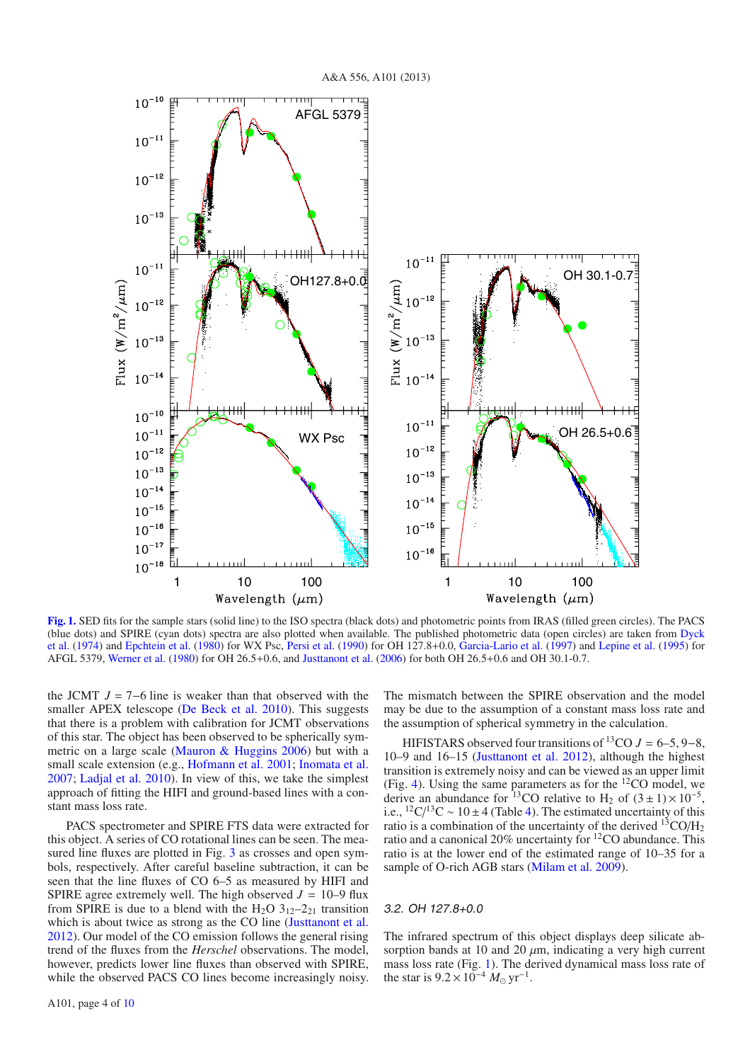**Fig. 1.** SED fits for the sample stars (solid line) to the ISO spectra (black dots) and photometric points from IRAS (filled green circles). The PACS (blue dots) and SPIRE (cyan dots) spectra are also plotted when available. The published photometric data (open circles) are taken from Dyck et al. (1974) and Epchtein et al. (1980) for WX Psc, Persi et al. (1990) for OH 127.8+0.0, Garcia-Lario et al. (1997) and Lepine et al. (1995) for AFGL 5379, Werner et al. (1980) for OH 26.5+0.6, and Justtanont et al. (2006) for both OH 26.5+0.6 and OH 30.1-0.7.

the JCMT $J = 7-6$ line is weaker than that observed with the smaller APEX telescope (De Beck et al. 2010). This suggests that there is a problem with calibration for JCMT observations of this star. The object has been observed to be spherically symmetric on a large scale (Mauron & Huggins 2006) but with a small scale extension (e.g., Hofmann et al. 2001; Inomata et al. 2007; Ladjal et al. 2010). In view of this, we take the simplest approach of fitting the HIFI and ground-based lines with a constant mass loss rate.

PACS spectrometer and SPIRE FTS data were extracted for this object. A series of CO rotational lines can be seen. The measured line fluxes are plotted in Fig. 3 as crosses and open symbols, respectively. After careful baseline subtraction, it can be seen that the line fluxes of CO 6–5 as measured by HIFI and SPIRE agree extremely well. The high observed $J$ = 10–9 flux from SPIRE is due to a blend with the $H_2O$ $3_{12}$–$2_{21}$ transition which is about twice as strong as the CO line (Justtanont et al. 2012). Our model of the CO emission follows the general rising trend of the fluxes from the *Herschel* observations. The model, however, predicts lower line fluxes than observed with SPIRE, while the observed PACS CO lines become increasingly noisy. The mismatch between the SPIRE observation and the model may be due to the assumption of a constant mass loss rate and the assumption of spherical symmetry in the calculation.

HIFISTARS observed four transitions of $^{13}$CO $J$ = 6–5, 9–8, 10–9 and 16–15 (Justtanont et al. 2012), although the highest transition is extremely noisy and can be viewed as an upper limit (Fig. 4). Using the same parameters as for the $^{12}$CO model, we derive an abundance for $^{13}$CO relative to $H_2$ of $(3 \pm 1) \times 10^{-5}$, i.e., $^{12}$C/$^{13}$C $\sim 10 \pm 4$ (Table 4). The estimated uncertainty of this ratio is a combination of the uncertainty of the derived $^{13}$CO/$H_2$ ratio and a canonical 20% uncertainty for $^{12}$CO abundance. This ratio is at the lower end of the estimated range of 10–35 for a sample of O-rich AGB stars (Milam et al. 2009).

### 3.2. OH 127.8+0.0

The infrared spectrum of this object displays deep silicate absorption bands at 10 and 20 $\mu$m, indicating a very high current mass loss rate (Fig. 1). The derived dynamical mass loss rate of the star is $9.2 \times 10^{-4}$ $M_\odot$ yr$^{-1}$.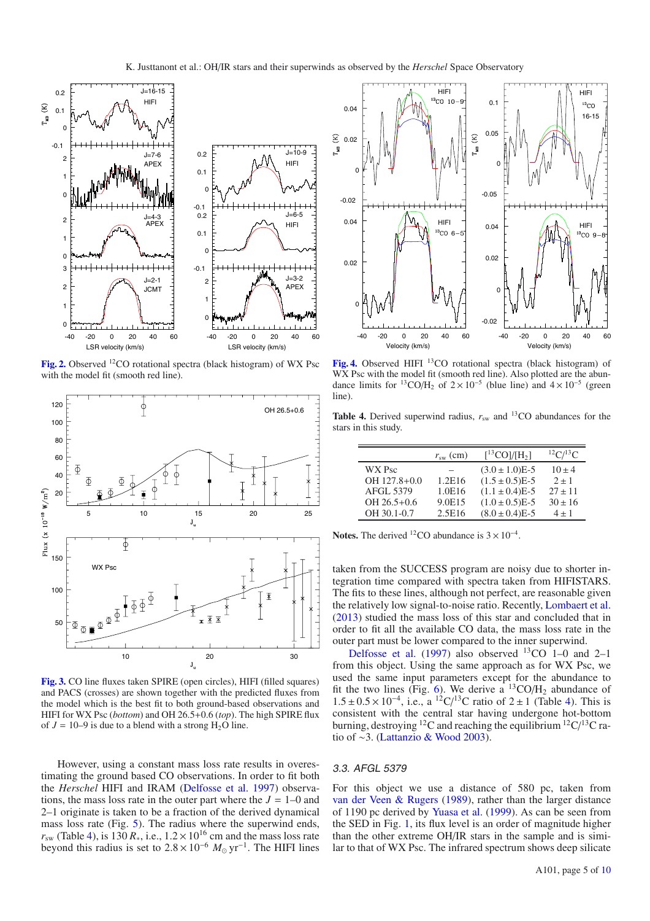**Fig. 2.** Observed $^{12}$CO rotational spectra (black histogram) of WX Psc with the model fit (smooth red line).

**Fig. 3.** CO line fluxes taken SPIRE (open circles), HIFI (filled squares) and PACS (crosses) are shown together with the predicted fluxes from the model which is the best fit to both ground-based observations and HIFI for WX Psc (*bottom*) and OH 26.5+0.6 (*top*). The high SPIRE flux of $J$ = 10–9 is due to a blend with a strong $H_2O$ line.

However, using a constant mass loss rate results in overestimating the ground based CO observations. In order to fit both the *Herschel* HIFI and IRAM (Delfosse et al. 1997) observations, the mass loss rate in the outer part where the $J$ = 1–0 and 2–1 originate is taken to be a fraction of the derived dynamical mass loss rate (Fig. 5). The radius where the superwind ends, $r_{sw}$ (Table 4), is 130 $R_*$, i.e., $1.2 \times 10^{16}$ cm and the mass loss rate beyond this radius is set to $2.8 \times 10^{-6}$ $M_\odot$ yr$^{-1}$. The HIFI lines

**Fig. 4.** Observed HIFI $^{13}$CO rotational spectra (black histogram) of WX Psc with the model fit (smooth red line). Also plotted are the abundance limits for $^{13}CO/H_2$ of $2 \times 10^{-5}$ (blue line) and $4 \times 10^{-5}$ (green line).

**Table 4.** Derived superwind radius, $r_{sw}$ and $^{13}$CO abundances for the stars in this study.

| | $r_{sw}$ (cm) | [$^{13}$CO]/[$H_2$] | $^{12}C/^{13}C$ |
|---|---|---|---|
| WX Psc | – | $(3.0 \pm 1.0)$E-5 | $10 \pm 4$ |
| OH 127.8+0.0 | 1.2E16 | $(1.5 \pm 0.5)$E-5 | $2 \pm 1$ |
| AFGL 5379 | 1.0E16 | $(1.1 \pm 0.4)$E-5 | $27 \pm 11$ |
| OH 26.5+0.6 | 9.0E15 | $(1.0 \pm 0.5)$E-5 | $30 \pm 16$ |
| OH 30.1-0.7 | 2.5E16 | $(8.0 \pm 0.4)$E-5 | $4 \pm 1$ |

**Notes.** The derived $^{12}$CO abundance is $3 \times 10^{-4}$.

taken from the SUCCESS program are noisy due to shorter integration time compared with spectra taken from HIFISTARS. The fits to these lines, although not perfect, are reasonable given the relatively low signal-to-noise ratio. Recently, Lombaert et al. (2013) studied the mass loss of this star and concluded that in order to fit all the available CO data, the mass loss rate in the outer part must be lower compared to the inner superwind.

Delfosse et al. (1997) also observed $^{13}$CO 1–0 and 2–1 from this object. Using the same approach as for WX Psc, we used the same input parameters except for the abundance to fit the two lines (Fig. 6). We derive a $^{13}CO/H_2$ abundance of $1.5 \pm 0.5 \times 10^{-4}$, i.e., a $^{12}C/^{13}C$ ratio of $2 \pm 1$ (Table 4). This is consistent with the central star having undergone hot-bottom burning, destroying $^{12}$C and reaching the equilibrium $^{12}C/^{13}C$ ratio of ~3. (Lattanzio & Wood 2003).

### 3.3. AFGL 5379

For this object we use a distance of 580 pc, taken from van der Veen & Rugers (1989), rather than the larger distance of 1190 pc derived by Yuasa et al. (1999). As can be seen from the SED in Fig. 1, its flux level is an order of magnitude higher than the other extreme OH/IR stars in the sample and is similar to that of WX Psc. The infrared spectrum shows deep silicate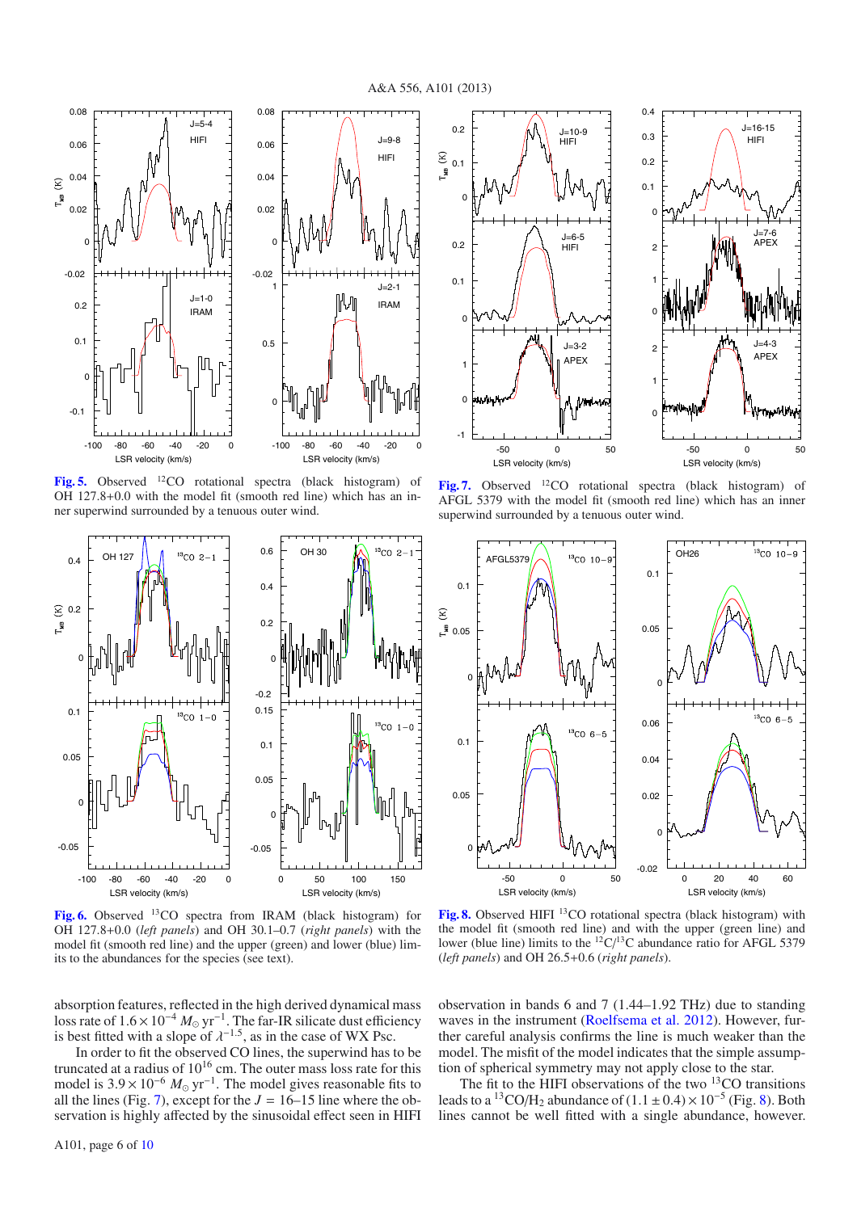**Fig. 5.** Observed $^{12}$CO rotational spectra (black histogram) of OH 127.8+0.0 with the model fit (smooth red line) which has an inner superwind surrounded by a tenuous outer wind.

**Fig. 7.** Observed $^{12}$CO rotational spectra (black histogram) of AFGL 5379 with the model fit (smooth red line) which has an inner superwind surrounded by a tenuous outer wind.

**Fig. 6.** Observed $^{13}$CO spectra from IRAM (black histogram) for OH 127.8+0.0 (*left panels*) and OH 30.1–0.7 (*right panels*) with the model fit (smooth red line) and the upper (green) and lower (blue) limits to the abundances for the species (see text).

**Fig. 8.** Observed HIFI $^{13}$CO rotational spectra (black histogram) with the model fit (smooth red line) and with the upper (green line) and lower (blue line) limits to the $^{12}$C/$^{13}$C abundance ratio for AFGL 5379 (*left panels*) and OH 26.5+0.6 (*right panels*).

absorption features, reflected in the high derived dynamical mass loss rate of $1.6 \times 10^{-4}$ $M_{\odot}$ yr$^{-1}$. The far-IR silicate dust efficiency is best fitted with a slope of $\lambda^{-1.5}$, as in the case of WX Psc.

In order to fit the observed CO lines, the superwind has to be truncated at a radius of $10^{16}$ cm. The outer mass loss rate for this model is $3.9 \times 10^{-6}$ $M_{\odot}$ yr$^{-1}$. The model gives reasonable fits to all the lines (Fig. 7), except for the $J = 16$–$15$ line where the observation is highly affected by the sinusoidal effect seen in HIFI observation in bands 6 and 7 (1.44–1.92 THz) due to standing waves in the instrument (Roelfsema et al. 2012). However, further careful analysis confirms the line is much weaker than the model. The misfit of the model indicates that the simple assumption of spherical symmetry may not apply close to the star.

The fit to the HIFI observations of the two $^{13}$CO transitions leads to a $^{13}$CO/$H_2$ abundance of $(1.1 \pm 0.4) \times 10^{-5}$ (Fig. 8). Both lines cannot be well fitted with a single abundance, however.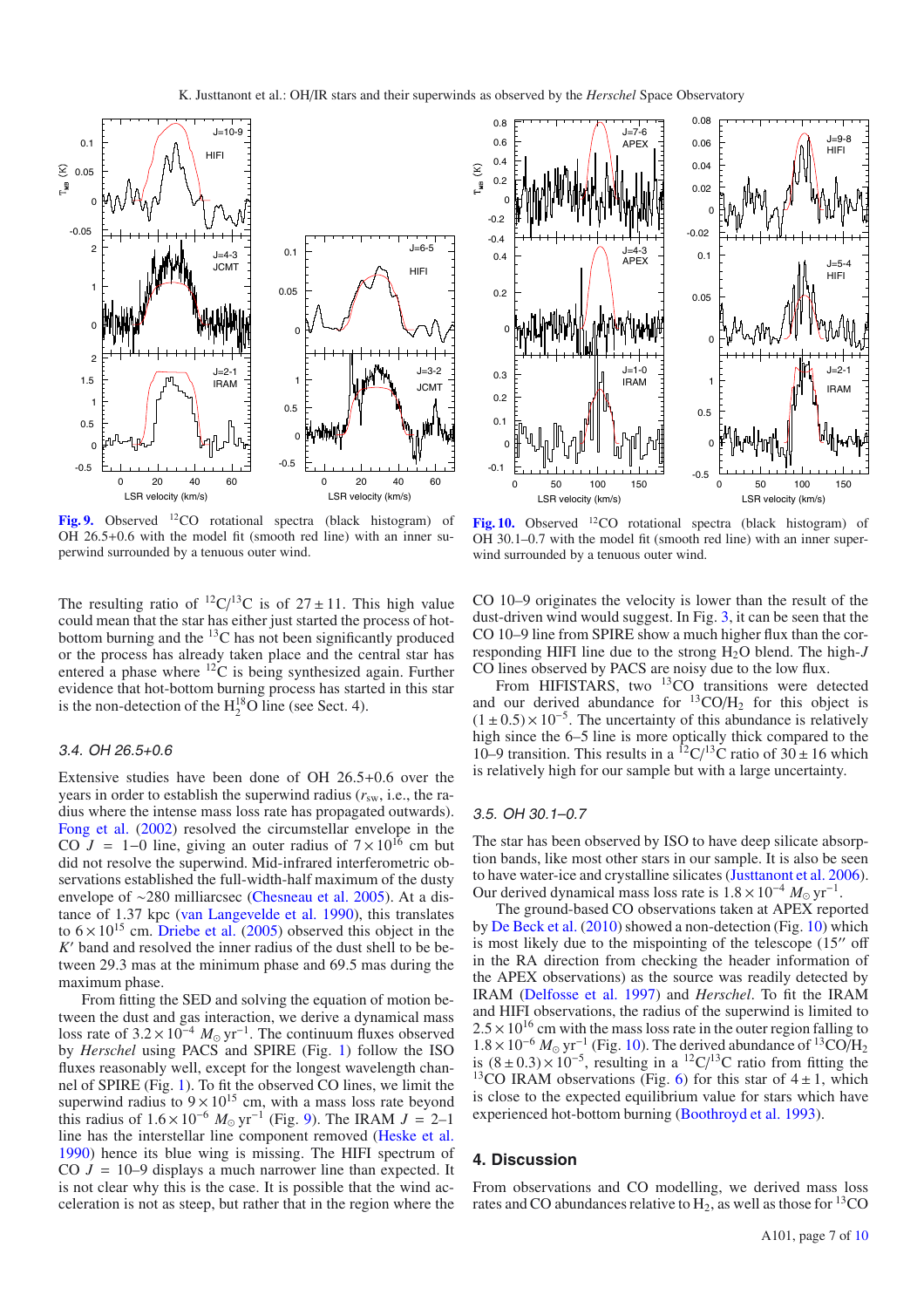**Fig. 9.** Observed $^{12}$CO rotational spectra (black histogram) of OH 26.5+0.6 with the model fit (smooth red line) with an inner superwind surrounded by a tenuous outer wind.

**Fig. 10.** Observed $^{12}$CO rotational spectra (black histogram) of OH 30.1–0.7 with the model fit (smooth red line) with an inner superwind surrounded by a tenuous outer wind.

The resulting ratio of $^{12}$C/$^{13}$C is of $27 \pm 11$. This high value could mean that the star has either just started the process of hot-bottom burning and the $^{13}$C has not been significantly produced or the process has already taken place and the central star has entered a phase where $^{12}$C is being synthesized again. Further evidence that hot-bottom burning process has started in this star is the non-detection of the $H_2^{18}O$ line (see Sect. 4).

### 3.4. OH 26.5+0.6

Extensive studies have been done of OH 26.5+0.6 over the years in order to establish the superwind radius ($r_{sw}$, i.e., the radius where the intense mass loss rate has propagated outwards). Fong et al. (2002) resolved the circumstellar envelope in the CO $J = 1{-}0$ line, giving an outer radius of $7 \times 10^{16}$ cm but did not resolve the superwind. Mid-infrared interferometric observations established the full-width-half maximum of the dusty envelope of ~280 milliarcsec (Chesneau et al. 2005). At a distance of 1.37 kpc (van Langevelde et al. 1990), this translates to $6 \times 10^{15}$ cm. Driebe et al. (2005) observed this object in the $K'$ band and resolved the inner radius of the dust shell to be between 29.3 mas at the minimum phase and 69.5 mas during the maximum phase.

From fitting the SED and solving the equation of motion between the dust and gas interaction, we derive a dynamical mass loss rate of $3.2 \times 10^{-4}$ $M_\odot$ yr$^{-1}$. The continuum fluxes observed by *Herschel* using PACS and SPIRE (Fig. 1) follow the ISO fluxes reasonably well, except for the longest wavelength channel of SPIRE (Fig. 1). To fit the observed CO lines, we limit the superwind radius to $9 \times 10^{15}$ cm, with a mass loss rate beyond this radius of $1.6 \times 10^{-6}$ $M_\odot$ yr$^{-1}$ (Fig. 9). The IRAM $J = 2{-}1$ line has the interstellar line component removed (Heske et al. 1990) hence its blue wing is missing. The HIFI spectrum of CO $J = 10{-}9$ displays a much narrower line than expected. It is not clear why this is the case. It is possible that the wind acceleration is not as steep, but rather that in the region where the CO 10–9 originates the velocity is lower than the result of the dust-driven wind would suggest. In Fig. 3, it can be seen that the CO 10–9 line from SPIRE show a much higher flux than the corresponding HIFI line due to the strong $H_2O$ blend. The high-$J$ CO lines observed by PACS are noisy due to the low flux.

From HIFISTARS, two $^{13}$CO transitions were detected and our derived abundance for $^{13}$CO/$H_2$ for this object is $(1 \pm 0.5) \times 10^{-5}$. The uncertainty of this abundance is relatively high since the 6–5 line is more optically thick compared to the 10–9 transition. This results in a $^{12}$C/$^{13}$C ratio of $30 \pm 16$ which is relatively high for our sample but with a large uncertainty.

### 3.5. OH 30.1–0.7

The star has been observed by ISO to have deep silicate absorption bands, like most other stars in our sample. It is also be seen to have water-ice and crystalline silicates (Justtanont et al. 2006). Our derived dynamical mass loss rate is $1.8 \times 10^{-4}$ $M_\odot$ yr$^{-1}$.

The ground-based CO observations taken at APEX reported by De Beck et al. (2010) showed a non-detection (Fig. 10) which is most likely due to the mispointing of the telescope (15″ off in the RA direction from checking the header information of the APEX observations) as the source was readily detected by IRAM (Delfosse et al. 1997) and *Herschel*. To fit the IRAM and HIFI observations, the radius of the superwind is limited to $2.5 \times 10^{16}$ cm with the mass loss rate in the outer region falling to $1.8 \times 10^{-6}$ $M_\odot$ yr$^{-1}$ (Fig. 10). The derived abundance of $^{13}$CO/$H_2$ is $(8 \pm 0.3) \times 10^{-5}$, resulting in a $^{12}$C/$^{13}$C ratio from fitting the $^{13}$CO IRAM observations (Fig. 6) for this star of $4 \pm 1$, which is close to the expected equilibrium value for stars which have experienced hot-bottom burning (Boothroyd et al. 1993).

## 4. Discussion

From observations and CO modelling, we derived mass loss rates and CO abundances relative to $H_2$, as well as those for $^{13}$CO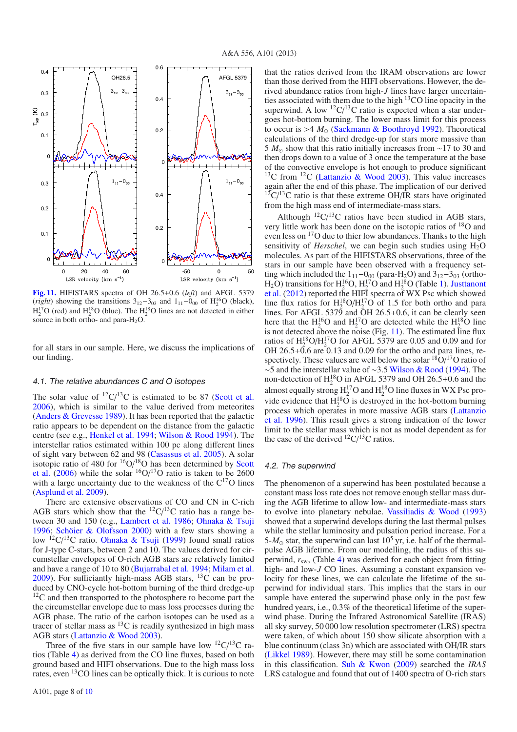**Fig. 11.** HIFISTARS spectra of OH 26.5+0.6 (*left*) and AFGL 5379 (*right*) showing the transitions $3_{12}-3_{03}$ and $1_{11}-0_{00}$ of $H_2^{16}O$ (black), $H_2^{17}O$ (red) and $H_2^{18}O$ (blue). The $H_2^{18}O$ lines are not detected in either source in both ortho- and para-$H_2O$.

for all stars in our sample. Here, we discuss the implications of our finding.

### 4.1. The relative abundances C and O isotopes

The solar value of $^{12}C/^{13}C$ is estimated to be 87 (Scott et al. 2006), which is similar to the value derived from meteorites (Anders & Grevesse 1989). It has been reported that the galactic ratio appears to be dependent on the distance from the galactic centre (see e.g., Henkel et al. 1994; Wilson & Rood 1994). The interstellar ratios estimated within 100 pc along different lines of sight vary between 62 and 98 (Casassus et al. 2005). A solar isotopic ratio of 480 for $^{16}O/^{18}O$ has been determined by Scott et al. (2006) while the solar $^{16}O/^{17}O$ ratio is taken to be 2600 with a large uncertainty due to the weakness of the $C^{17}O$ lines (Asplund et al. 2009).

There are extensive observations of CO and CN in C-rich AGB stars which show that the $^{12}C/^{13}C$ ratio has a range between 30 and 150 (e.g., Lambert et al. 1986; Ohnaka & Tsuji 1996; Schöier & Olofsson 2000) with a few stars showing a low $^{12}C/^{13}C$ ratio. Ohnaka & Tsuji (1999) found small ratios for J-type C-stars, between 2 and 10. The values derived for circumstellar envelopes of O-rich AGB stars are relatively limited and have a range of 10 to 80 (Bujarrabal et al. 1994; Milam et al. 2009). For sufficiantly high-mass AGB stars, $^{13}C$ can be produced by CNO-cycle hot-bottom burning of the third dredge-up $^{12}C$ and then transported to the photosphere to become part the the circumstellar envelope due to mass loss processes during the AGB phase. The ratio of the carbon isotopes can be used as a tracer of stellar mass as $^{13}C$ is readily synthesized in high mass AGB stars (Lattanzio & Wood 2003).

Three of the five stars in our sample have low $^{12}C/^{13}C$ ratios (Table 4) as derived from the CO line fluxes, based on both ground based and HIFI observations. Due to the high mass loss rates, even $^{13}CO$ lines can be optically thick. It is curious to note that the ratios derived from the IRAM observations are lower than those derived from the HIFI observations. However, the derived abundance ratios from high-*J* lines have larger uncertainties associated with them due to the high $^{13}CO$ line opacity in the superwind. A low $^{12}C/^{13}C$ ratio is expected when a star undergoes hot-bottom burning. The lower mass limit for this process to occur is $>4\ M_\odot$ (Sackmann & Boothroyd 1992). Theoretical calculations of the third dredge-up for stars more massive than $5\ M_\odot$ show that this ratio initially increases from ~17 to 30 and then drops down to a value of 3 once the temperature at the base of the convective envelope is hot enough to produce significant $^{13}C$ from $^{12}C$ (Lattanzio & Wood 2003). This value increases again after the end of this phase. The implication of our derived $^{12}C/^{13}C$ ratio is that these extreme OH/IR stars have originated from the high mass end of intermediate-mass stars.

Although $^{12}C/^{13}C$ ratios have been studied in AGB stars, very little work has been done on the isotopic ratios of $^{18}O$ and even less on $^{17}O$ due to thier low abundances. Thanks to the high sensitivity of *Herschel*, we can begin such studies using $H_2O$ molecules. As part of the HIFISTARS observations, three of the stars in our sample have been observed with a frequency setting which included the $1_{11}-0_{00}$ (para-$H_2O$) and $3_{12}-3_{03}$ (ortho-$H_2O$) transitions for $H_2^{16}O$, $H_2^{17}O$ and $H_2^{18}O$ (Table 1). Justtanont et al. (2012) reported the HIFI spectra of WX Psc which showed line flux ratios for $H_2^{18}O/H_2^{17}O$ of 1.5 for both ortho and para lines. For AFGL 5379 and OH 26.5+0.6, it can be clearly seen here that the $H_2^{16}O$ and $H_2^{17}O$ are detected while the $H_2^{18}O$ line is not detected above the noise (Fig. 11). The estimated line flux ratios of $H_2^{18}O/H_2^{17}O$ for AFGL 5379 are 0.05 and 0.09 and for OH 26.5+0.6 are 0.13 and 0.09 for the ortho and para lines, respectively. These values are well below the solar $^{18}O/^{17}O$ ratio of ~5 and the interstellar value of ~3.5 Wilson & Rood (1994). The non-detection of $H_2^{18}O$ in AFGL 5379 and OH 26.5+0.6 and the almost equally strong $H_2^{17}O$ and $H_2^{18}O$ line fluxes in WX Psc provide evidence that $H_2^{18}O$ is destroyed in the hot-bottom burning process which operates in more massive AGB stars (Lattanzio et al. 1996). This result gives a strong indication of the lower limit to the stellar mass which is not as model dependent as for the case of the derived $^{12}C/^{13}C$ ratios.

### 4.2. The superwind

The phenomenon of a superwind has been postulated because a constant mass loss rate does not remove enough stellar mass during the AGB lifetime to allow low- and intermediate-mass stars to evolve into planetary nebulae. Vassiliadis & Wood (1993) showed that a superwind develops during the last thermal pulses while the stellar luminosity and pulsation period increase. For a 5-$M_\odot$ star, the superwind can last $10^5$ yr, i.e. half of the thermal-pulse AGB lifetime. From our modelling, the radius of this superwind, $r_{sw}$, (Table 4) was derived for each object from fitting high- and low-*J* CO lines. Assuming a constant expansion velocity for these lines, we can calculate the lifetime of the superwind for individual stars. This implies that the stars in our sample have entered the superwind phase only in the past few hundred years, i.e., 0.3% of the theoretical lifetime of the superwind phase. During the Infrared Astronomical Satellite (IRAS) all sky survey, 50 000 low resolution spectrometer (LRS) spectra were taken, of which about 150 show silicate absorption with a blue continuum (class 3n) which are associated with OH/IR stars (Likkel 1989). However, there may still be some contamination in this classification. Suh & Kwon (2009) searched the *IRAS* LRS catalogue and found that out of 1400 spectra of O-rich stars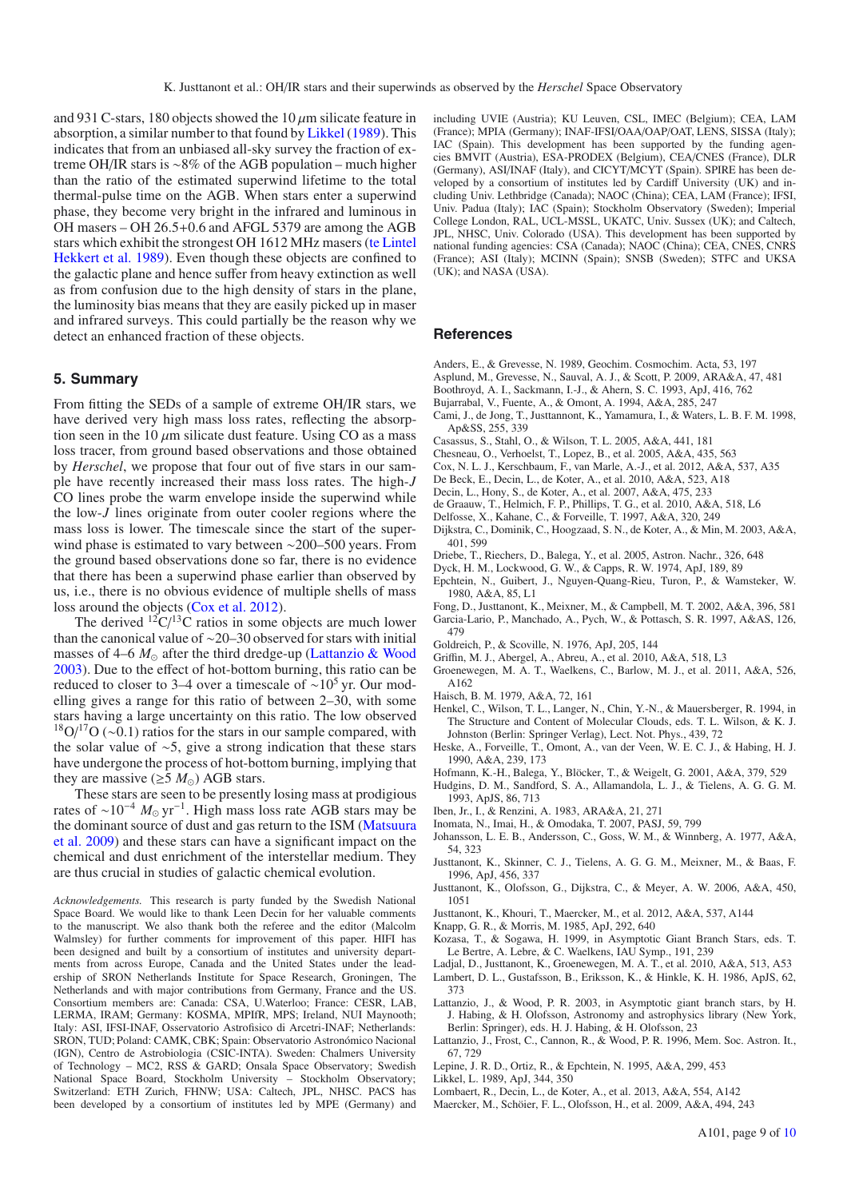and 931 C-stars, 180 objects showed the 10 $\mu$m silicate feature in absorption, a similar number to that found by Likkel (1989). This indicates that from an unbiased all-sky survey the fraction of extreme OH/IR stars is ~8% of the AGB population – much higher than the ratio of the estimated superwind lifetime to the total thermal-pulse time on the AGB. When stars enter a superwind phase, they become very bright in the infrared and luminous in OH masers – OH 26.5+0.6 and AFGL 5379 are among the AGB stars which exhibit the strongest OH 1612 MHz masers (te Lintel Hekkert et al. 1989). Even though these objects are confined to the galactic plane and hence suffer from heavy extinction as well as from confusion due to the high density of stars in the plane, the luminosity bias means that they are easily picked up in maser and infrared surveys. This could partially be the reason why we detect an enhanced fraction of these objects.

## 5. Summary

From fitting the SEDs of a sample of extreme OH/IR stars, we have derived very high mass loss rates, reflecting the absorption seen in the 10 $\mu$m silicate dust feature. Using CO as a mass loss tracer, from ground based observations and those obtained by *Herschel*, we propose that four out of five stars in our sample have recently increased their mass loss rates. The high-$J$ CO lines probe the warm envelope inside the superwind while the low-$J$ lines originate from outer cooler regions where the mass loss is lower. The timescale since the start of the superwind phase is estimated to vary between ~200–500 years. From the ground based observations done so far, there is no evidence that there has been a superwind phase earlier than observed by us, i.e., there is no obvious evidence of multiple shells of mass loss around the objects (Cox et al. 2012).

The derived $^{12}C/^{13}C$ ratios in some objects are much lower than the canonical value of ~20–30 observed for stars with initial masses of 4–6 $M_{\odot}$ after the third dredge-up (Lattanzio & Wood 2003). Due to the effect of hot-bottom burning, this ratio can be reduced to closer to 3–4 over a timescale of $\sim 10^5$ yr. Our modelling gives a range for this ratio of between 2–30, with some stars having a large uncertainty on this ratio. The low observed $^{18}O/^{17}O$ (~0.1) ratios for the stars in our sample compared, with the solar value of ~5, give a strong indication that these stars have undergone the process of hot-bottom burning, implying that they are massive ($\geq 5$ $M_{\odot}$) AGB stars.

These stars are seen to be presently losing mass at prodigious rates of $\sim 10^{-4}$ $M_{\odot}$ yr$^{-1}$. High mass loss rate AGB stars may be the dominant source of dust and gas return to the ISM (Matsuura et al. 2009) and these stars can have a significant impact on the chemical and dust enrichment of the interstellar medium. They are thus crucial in studies of galactic chemical evolution.

*Acknowledgements.* This research is party funded by the Swedish National Space Board. We would like to thank Leen Decin for her valuable comments to the manuscript. We also thank both the referee and the editor (Malcolm Walmsley) for further comments for improvement of this paper. HIFI has been designed and built by a consortium of institutes and university departments from across Europe, Canada and the United States under the leadership of SRON Netherlands Institute for Space Research, Groningen, The Netherlands and with major contributions from Germany, France and the US. Consortium members are: Canada: CSA, U.Waterloo; France: CESR, LAB, LERMA, IRAM; Germany: KOSMA, MPIfR, MPS; Ireland, NUI Maynooth; Italy: ASI, IFSI-INAF, Osservatorio Astrofisico di Arcetri-INAF; Netherlands: SRON, TUD; Poland: CAMK, CBK; Spain: Observatorio Astronómico Nacional (IGN), Centro de Astrobiología (CSIC-INTA). Sweden: Chalmers University of Technology – MC2, RSS & GARD; Onsala Space Observatory; Swedish National Space Board, Stockholm University – Stockholm Observatory; Switzerland: ETH Zurich, FHNW; USA: Caltech, JPL, NHSC. PACS has been developed by a consortium of institutes led by MPE (Germany) and including UVIE (Austria); KU Leuven, CSL, IMEC (Belgium); CEA, LAM (France); MPIA (Germany); INAF-IFSI/OAA/OAP/OAT, LENS, SISSA (Italy); IAC (Spain). This development has been supported by the funding agencies BMVIT (Austria), ESA-PRODEX (Belgium), CEA/CNES (France), DLR (Germany), ASI/INAF (Italy), and CICYT/MCYT (Spain). SPIRE has been developed by a consortium of institutes led by Cardiff University (UK) and including Univ. Lethbridge (Canada); NAOC (China); CEA, LAM (France); IFSI, Univ. Padua (Italy); IAC (Spain); Stockholm Observatory (Sweden); Imperial College London, RAL, UCL-MSSL, UKATC, Univ. Sussex (UK); and Caltech, JPL, NHSC, Univ. Colorado (USA). This development has been supported by national funding agencies: CSA (Canada); NAOC (China); CEA, CNES, CNRS (France); ASI (Italy); MCINN (Spain); SNSB (Sweden); STFC and UKSA (UK); and NASA (USA).

## References

Anders, E., & Grevesse, N. 1989, Geochim. Cosmochim. Acta, 53, 197
Asplund, M., Grevesse, N., Sauval, A. J., & Scott, P. 2009, ARA&A, 47, 481
Boothroyd, A. I., Sackmann, I.-J., & Ahern, S. C. 1993, ApJ, 416, 762
Bujarrabal, V., Fuente, A., & Omont, A. 1994, A&A, 285, 247
Cami, J., de Jong, T., Justtannont, K., Yamamura, I., & Waters, L. B. F. M. 1998, Ap&SS, 255, 339
Casassus, S., Stahl, O., & Wilson, T. L. 2005, A&A, 441, 181
Chesneau, O., Verhoelst, T., Lopez, B., et al. 2005, A&A, 435, 563
Cox, N. L. J., Kerschbaum, F., van Marle, A.-J., et al. 2012, A&A, 537, A35
De Beck, E., Decin, L., de Koter, A., et al. 2010, A&A, 523, A18
Decin, L., Hony, S., de Koter, A., et al. 2007, A&A, 475, 233
de Graauw, T., Helmich, F. P., Phillips, T. G., et al. 2010, A&A, 518, L6
Delfosse, X., Kahane, C., & Forveille, T. 1997, A&A, 320, 249
Dijkstra, C., Dominik, C., Hoogzaad, S. N., de Koter, A., & Min, M. 2003, A&A, 401, 599
Driebe, T., Riechers, D., Balega, Y., et al. 2005, Astron. Nachr., 326, 648
Dyck, H. M., Lockwood, G. W., & Capps, R. W. 1974, ApJ, 189, 89
Epchtein, N., Guibert, J., Nguyen-Quang-Rieu, Turon, P., & Wamsteker, W. 1980, A&A, 85, L1
Fong, D., Justtanont, K., Meixner, M., & Campbell, M. T. 2002, A&A, 396, 581
Garcia-Lario, P., Manchado, A., Pych, W., & Pottasch, S. R. 1997, A&AS, 126, 479
Goldreich, P., & Scoville, N. 1976, ApJ, 205, 144
Griffin, M. J., Abergel, A., Abreu, A., et al. 2010, A&A, 518, L3
Groenewegen, M. A. T., Waelkens, C., Barlow, M. J., et al. 2011, A&A, 526, A162
Haisch, B. M. 1979, A&A, 72, 161
Henkel, C., Wilson, T. L., Langer, N., Chin, Y.-N., & Mauersberger, R. 1994, in The Structure and Content of Molecular Clouds, eds. T. L. Wilson, & K. J. Johnston (Berlin: Springer Verlag), Lect. Not. Phys., 439, 72
Heske, A., Forveille, T., Omont, A., van der Veen, W. E. C. J., & Habing, H. J. 1990, A&A, 239, 173
Hofmann, K.-H., Balega, Y., Blöcker, T., & Weigelt, G. 2001, A&A, 379, 529
Hudgins, D. M., Sandford, S. A., Allamandola, L. J., & Tielens, A. G. G. M. 1993, ApJS, 86, 713
Iben, Jr., I., & Renzini, A. 1983, ARA&A, 21, 271
Inomata, N., Imai, H., & Omodaka, T. 2007, PASJ, 59, 799
Johansson, L. E. B., Andersson, C., Goss, W. M., & Winnberg, A. 1977, A&A, 54, 323
Justtanont, K., Skinner, C. J., Tielens, A. G. G. M., Meixner, M., & Baas, F. 1996, ApJ, 456, 337
Justtanont, K., Olofsson, G., Dijkstra, C., & Meyer, A. W. 2006, A&A, 450, 1051
Justtanont, K., Khouri, T., Maercker, M., et al. 2012, A&A, 537, A144
Knapp, G. R., & Morris, M. 1985, ApJ, 292, 640
Kozasa, T., & Sogawa, H. 1999, in Asymptotic Giant Branch Stars, eds. T. Le Bertre, A. Lebre, & C. Waelkens, IAU Symp., 191, 239
Ladjal, D., Justtanont, K., Groenewegen, M. A. T., et al. 2010, A&A, 513, A53
Lambert, D. L., Gustafsson, B., Eriksson, K., & Hinkle, K. H. 1986, ApJS, 62, 373
Lattanzio, J., & Wood, P. R. 2003, in Asymptotic giant branch stars, by H. J. Habing, & H. Olofsson, Astronomy and astrophysics library (New York, Berlin: Springer), eds. H. J. Habing, & H. Olofsson, 23
Lattanzio, J., Frost, C., Cannon, R., & Wood, P. R. 1996, Mem. Soc. Astron. It., 67, 729
Lepine, J. R. D., Ortiz, R., & Epchtein, N. 1995, A&A, 299, 453
Likkel, L. 1989, ApJ, 344, 350
Lombaert, R., Decin, L., de Koter, A., et al. 2013, A&A, 554, A142
Maercker, M., Schöier, F. L., Olofsson, H., et al. 2009, A&A, 494, 243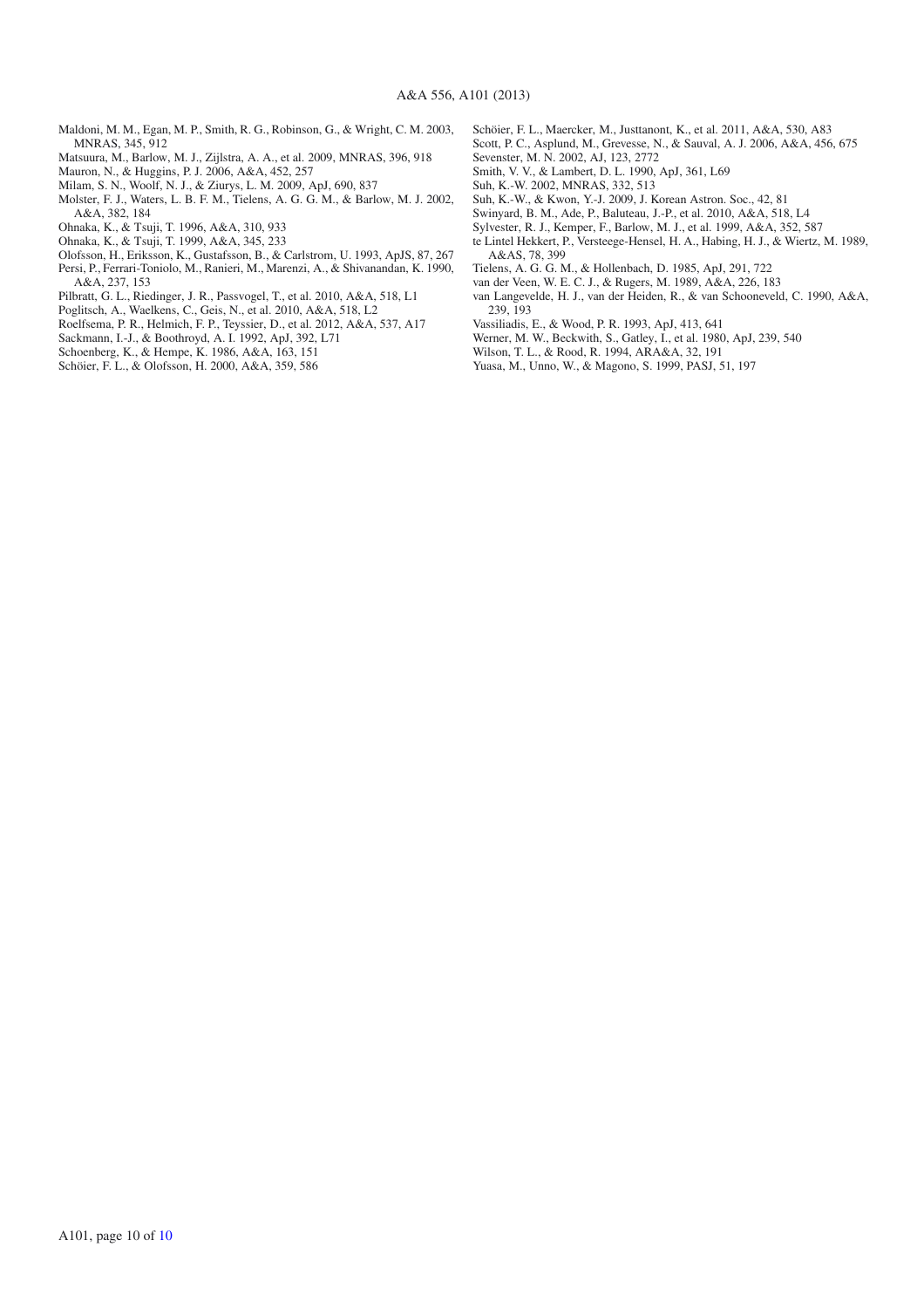Maldoni, M. M., Egan, M. P., Smith, R. G., Robinson, G., & Wright, C. M. 2003, MNRAS, 345, 912
Matsuura, M., Barlow, M. J., Zijlstra, A. A., et al. 2009, MNRAS, 396, 918
Mauron, N., & Huggins, P. J. 2006, A&A, 452, 257
Milam, S. N., Woolf, N. J., & Ziurys, L. M. 2009, ApJ, 690, 837
Molster, F. J., Waters, L. B. F. M., Tielens, A. G. G. M., & Barlow, M. J. 2002, A&A, 382, 184
Ohnaka, K., & Tsuji, T. 1996, A&A, 310, 933
Ohnaka, K., & Tsuji, T. 1999, A&A, 345, 233
Olofsson, H., Eriksson, K., Gustafsson, B., & Carlstrom, U. 1993, ApJS, 87, 267
Persi, P., Ferrari-Toniolo, M., Ranieri, M., Marenzi, A., & Shivanandan, K. 1990, A&A, 237, 153
Pilbratt, G. L., Riedinger, J. R., Passvogel, T., et al. 2010, A&A, 518, L1
Poglitsch, A., Waelkens, C., Geis, N., et al. 2010, A&A, 518, L2
Roelfsema, P. R., Helmich, F. P., Teyssier, D., et al. 2012, A&A, 537, A17
Sackmann, I.-J., & Boothroyd, A. I. 1992, ApJ, 392, L71
Schoenberg, K., & Hempe, K. 1986, A&A, 163, 151
Schöier, F. L., & Olofsson, H. 2000, A&A, 359, 586
Schöier, F. L., Maercker, M., Justtanont, K., et al. 2011, A&A, 530, A83
Scott, P. C., Asplund, M., Grevesse, N., & Sauval, A. J. 2006, A&A, 456, 675
Sevenster, M. N. 2002, AJ, 123, 2772
Smith, V. V., & Lambert, D. L. 1990, ApJ, 361, L69
Suh, K.-W. 2002, MNRAS, 332, 513
Suh, K.-W., & Kwon, Y.-J. 2009, J. Korean Astron. Soc., 42, 81
Swinyard, B. M., Ade, P., Baluteau, J.-P., et al. 2010, A&A, 518, L4
Sylvester, R. J., Kemper, F., Barlow, M. J., et al. 1999, A&A, 352, 587
te Lintel Hekkert, P., Versteege-Hensel, H. A., Habing, H. J., & Wiertz, M. 1989, A&AS, 78, 399
Tielens, A. G. G. M., & Hollenbach, D. 1985, ApJ, 291, 722
van der Veen, W. E. C. J., & Rugers, M. 1989, A&A, 226, 183
van Langevelde, H. J., van der Heiden, R., & van Schooneveld, C. 1990, A&A, 239, 193
Vassiliadis, E., & Wood, P. R. 1993, ApJ, 413, 641
Werner, M. W., Beckwith, S., Gatley, I., et al. 1980, ApJ, 239, 540
Wilson, T. L., & Rood, R. 1994, ARA&A, 32, 191
Yuasa, M., Unno, W., & Magono, S. 1999, PASJ, 51, 197